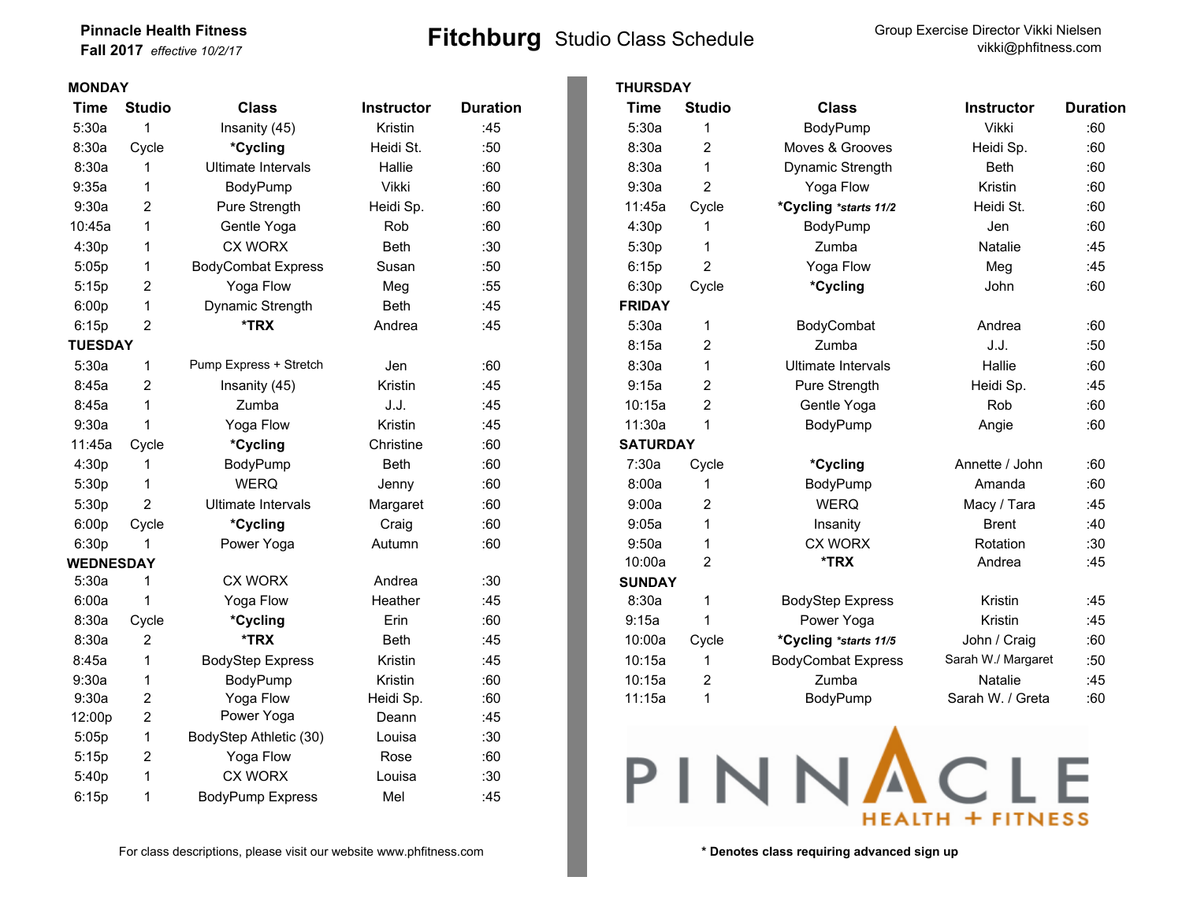**Pinnacle Health Fitness**
**Fall 2017** *effective 10/2/17*

# **Fitchburg** Studio Class Schedule

Group Exercise Director Vikki Nielsen
vikki@phfitness.com

## MONDAY

| Time | Studio | Class | Instructor | Duration |
|---|---|---|---|---|
| 5:30a | 1 | Insanity (45) | Kristin | :45 |
| 8:30a | Cycle | ***Cycling** | Heidi St. | :50 |
| 8:30a | 1 | Ultimate Intervals | Hallie | :60 |
| 9:35a | 1 | BodyPump | Vikki | :60 |
| 9:30a | 2 | Pure Strength | Heidi Sp. | :60 |
| 10:45a | 1 | Gentle Yoga | Rob | :60 |
| 4:30p | 1 | CX WORX | Beth | :30 |
| 5:05p | 1 | BodyCombat Express | Susan | :50 |
| 5:15p | 2 | Yoga Flow | Meg | :55 |
| 6:00p | 1 | Dynamic Strength | Beth | :45 |
| 6:15p | 2 | ***TRX** | Andrea | :45 |

## TUESDAY

| Time | Studio | Class | Instructor | Duration |
|---|---|---|---|---|
| 5:30a | 1 | Pump Express + Stretch | Jen | :60 |
| 8:45a | 2 | Insanity (45) | Kristin | :45 |
| 8:45a | 1 | Zumba | J.J. | :45 |
| 9:30a | 1 | Yoga Flow | Kristin | :45 |
| 11:45a | Cycle | ***Cycling** | Christine | :60 |
| 4:30p | 1 | BodyPump | Beth | :60 |
| 5:30p | 1 | WERQ | Jenny | :60 |
| 5:30p | 2 | Ultimate Intervals | Margaret | :60 |
| 6:00p | Cycle | ***Cycling** | Craig | :60 |
| 6:30p | 1 | Power Yoga | Autumn | :60 |

## WEDNESDAY

| Time | Studio | Class | Instructor | Duration |
|---|---|---|---|---|
| 5:30a | 1 | CX WORX | Andrea | :30 |
| 6:00a | 1 | Yoga Flow | Heather | :45 |
| 8:30a | Cycle | ***Cycling** | Erin | :60 |
| 8:30a | 2 | ***TRX** | Beth | :45 |
| 8:45a | 1 | BodyStep Express | Kristin | :45 |
| 9:30a | 1 | BodyPump | Kristin | :60 |
| 9:30a | 2 | Yoga Flow | Heidi Sp. | :60 |
| 12:00p | 2 | Power Yoga | Deann | :45 |
| 5:05p | 1 | BodyStep Athletic (30) | Louisa | :30 |
| 5:15p | 2 | Yoga Flow | Rose | :60 |
| 5:40p | 1 | CX WORX | Louisa | :30 |
| 6:15p | 1 | BodyPump Express | Mel | :45 |

## THURSDAY

| Time | Studio | Class | Instructor | Duration |
|---|---|---|---|---|
| 5:30a | 1 | BodyPump | Vikki | :60 |
| 8:30a | 2 | Moves & Grooves | Heidi Sp. | :60 |
| 8:30a | 1 | Dynamic Strength | Beth | :60 |
| 9:30a | 2 | Yoga Flow | Kristin | :60 |
| 11:45a | Cycle | ***Cycling** ***starts 11/2*** | Heidi St. | :60 |
| 4:30p | 1 | BodyPump | Jen | :60 |
| 5:30p | 1 | Zumba | Natalie | :45 |
| 6:15p | 2 | Yoga Flow | Meg | :45 |
| 6:30p | Cycle | ***Cycling** | John | :60 |

## FRIDAY

| Time | Studio | Class | Instructor | Duration |
|---|---|---|---|---|
| 5:30a | 1 | BodyCombat | Andrea | :60 |
| 8:15a | 2 | Zumba | J.J. | :50 |
| 8:30a | 1 | Ultimate Intervals | Hallie | :60 |
| 9:15a | 2 | Pure Strength | Heidi Sp. | :45 |
| 10:15a | 2 | Gentle Yoga | Rob | :60 |
| 11:30a | 1 | BodyPump | Angie | :60 |

## SATURDAY

| Time | Studio | Class | Instructor | Duration |
|---|---|---|---|---|
| 7:30a | Cycle | ***Cycling** | Annette / John | :60 |
| 8:00a | 1 | BodyPump | Amanda | :60 |
| 9:00a | 2 | WERQ | Macy / Tara | :45 |
| 9:05a | 1 | Insanity | Brent | :40 |
| 9:50a | 1 | CX WORX | Rotation | :30 |
| 10:00a | 2 | ***TRX** | Andrea | :45 |

## SUNDAY

| Time | Studio | Class | Instructor | Duration |
|---|---|---|---|---|
| 8:30a | 1 | BodyStep Express | Kristin | :45 |
| 9:15a | 1 | Power Yoga | Kristin | :45 |
| 10:00a | Cycle | ***Cycling** ***starts 11/5*** | John / Craig | :60 |
| 10:15a | 1 | BodyCombat Express | Sarah W./ Margaret | :50 |
| 10:15a | 2 | Zumba | Natalie | :45 |
| 11:15a | 1 | BodyPump | Sarah W. / Greta | :60 |

PINNACLE HEALTH + FITNESS

For class descriptions, please visit our website www.phfitness.com

**\* Denotes class requiring advanced sign up**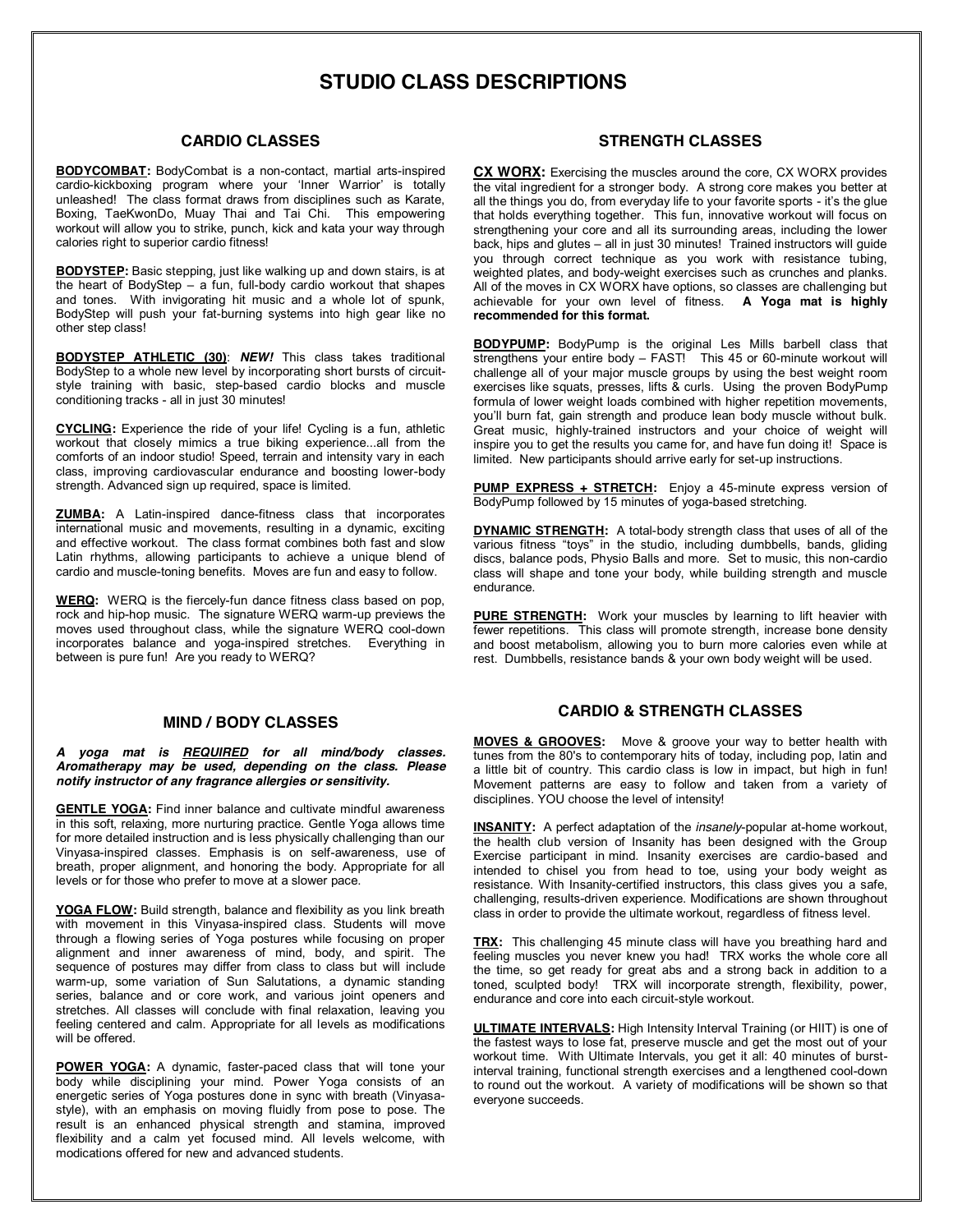# STUDIO CLASS DESCRIPTIONS

## CARDIO CLASSES

**BODYCOMBAT:** BodyCombat is a non-contact, martial arts-inspired cardio-kickboxing program where your 'Inner Warrior' is totally unleashed! The class format draws from disciplines such as Karate, Boxing, TaeKwonDo, Muay Thai and Tai Chi. This empowering workout will allow you to strike, punch, kick and kata your way through calories right to superior cardio fitness!

**BODYSTEP:** Basic stepping, just like walking up and down stairs, is at the heart of BodyStep – a fun, full-body cardio workout that shapes and tones. With invigorating hit music and a whole lot of spunk, BodyStep will push your fat-burning systems into high gear like no other step class!

**BODYSTEP ATHLETIC (30)**: ***NEW!*** This class takes traditional BodyStep to a whole new level by incorporating short bursts of circuit-style training with basic, step-based cardio blocks and muscle conditioning tracks - all in just 30 minutes!

**CYCLING:** Experience the ride of your life! Cycling is a fun, athletic workout that closely mimics a true biking experience...all from the comforts of an indoor studio! Speed, terrain and intensity vary in each class, improving cardiovascular endurance and boosting lower-body strength. Advanced sign up required, space is limited.

**ZUMBA:** A Latin-inspired dance-fitness class that incorporates international music and movements, resulting in a dynamic, exciting and effective workout. The class format combines both fast and slow Latin rhythms, allowing participants to achieve a unique blend of cardio and muscle-toning benefits. Moves are fun and easy to follow.

**WERQ:** WERQ is the fiercely-fun dance fitness class based on pop, rock and hip-hop music. The signature WERQ warm-up previews the moves used throughout class, while the signature WERQ cool-down incorporates balance and yoga-inspired stretches. Everything in between is pure fun! Are you ready to WERQ?

## MIND / BODY CLASSES

***A yoga mat is REQUIRED for all mind/body classes. Aromatherapy may be used, depending on the class. Please notify instructor of any fragrance allergies or sensitivity.***

**GENTLE YOGA:** Find inner balance and cultivate mindful awareness in this soft, relaxing, more nurturing practice. Gentle Yoga allows time for more detailed instruction and is less physically challenging than our Vinyasa-inspired classes. Emphasis is on self-awareness, use of breath, proper alignment, and honoring the body. Appropriate for all levels or for those who prefer to move at a slower pace.

**YOGA FLOW:** Build strength, balance and flexibility as you link breath with movement in this Vinyasa-inspired class. Students will move through a flowing series of Yoga postures while focusing on proper alignment and inner awareness of mind, body, and spirit. The sequence of postures may differ from class to class but will include warm-up, some variation of Sun Salutations, a dynamic standing series, balance and or core work, and various joint openers and stretches. All classes will conclude with final relaxation, leaving you feeling centered and calm. Appropriate for all levels as modifications will be offered.

**POWER YOGA:** A dynamic, faster-paced class that will tone your body while disciplining your mind. Power Yoga consists of an energetic series of Yoga postures done in sync with breath (Vinyasa-style), with an emphasis on moving fluidly from pose to pose. The result is an enhanced physical strength and stamina, improved flexibility and a calm yet focused mind. All levels welcome, with modications offered for new and advanced students.

## STRENGTH CLASSES

**CX WORX:** Exercising the muscles around the core, CX WORX provides the vital ingredient for a stronger body. A strong core makes you better at all the things you do, from everyday life to your favorite sports - it's the glue that holds everything together. This fun, innovative workout will focus on strengthening your core and all its surrounding areas, including the lower back, hips and glutes – all in just 30 minutes! Trained instructors will guide you through correct technique as you work with resistance tubing, weighted plates, and body-weight exercises such as crunches and planks. All of the moves in CX WORX have options, so classes are challenging but achievable for your own level of fitness. **A Yoga mat is highly recommended for this format.**

**BODYPUMP:** BodyPump is the original Les Mills barbell class that strengthens your entire body – FAST! This 45 or 60-minute workout will challenge all of your major muscle groups by using the best weight room exercises like squats, presses, lifts & curls. Using the proven BodyPump formula of lower weight loads combined with higher repetition movements, you'll burn fat, gain strength and produce lean body muscle without bulk. Great music, highly-trained instructors and your choice of weight will inspire you to get the results you came for, and have fun doing it! Space is limited. New participants should arrive early for set-up instructions.

**PUMP EXPRESS + STRETCH:** Enjoy a 45-minute express version of BodyPump followed by 15 minutes of yoga-based stretching.

**DYNAMIC STRENGTH:** A total-body strength class that uses of all of the various fitness "toys" in the studio, including dumbbells, bands, gliding discs, balance pods, Physio Balls and more. Set to music, this non-cardio class will shape and tone your body, while building strength and muscle endurance.

**PURE STRENGTH:** Work your muscles by learning to lift heavier with fewer repetitions. This class will promote strength, increase bone density and boost metabolism, allowing you to burn more calories even while at rest. Dumbbells, resistance bands & your own body weight will be used.

## CARDIO & STRENGTH CLASSES

**MOVES & GROOVES:** Move & groove your way to better health with tunes from the 80's to contemporary hits of today, including pop, latin and a little bit of country. This cardio class is low in impact, but high in fun! Movement patterns are easy to follow and taken from a variety of disciplines. YOU choose the level of intensity!

**INSANITY:** A perfect adaptation of the *insanely*-popular at-home workout, the health club version of Insanity has been designed with the Group Exercise participant in mind. Insanity exercises are cardio-based and intended to chisel you from head to toe, using your body weight as resistance. With Insanity-certified instructors, this class gives you a safe, challenging, results-driven experience. Modifications are shown throughout class in order to provide the ultimate workout, regardless of fitness level.

**TRX:** This challenging 45 minute class will have you breathing hard and feeling muscles you never knew you had! TRX works the whole core all the time, so get ready for great abs and a strong back in addition to a toned, sculpted body! TRX will incorporate strength, flexibility, power, endurance and core into each circuit-style workout.

**ULTIMATE INTERVALS:** High Intensity Interval Training (or HIIT) is one of the fastest ways to lose fat, preserve muscle and get the most out of your workout time. With Ultimate Intervals, you get it all: 40 minutes of burst-interval training, functional strength exercises and a lengthened cool-down to round out the workout. A variety of modifications will be shown so that everyone succeeds.